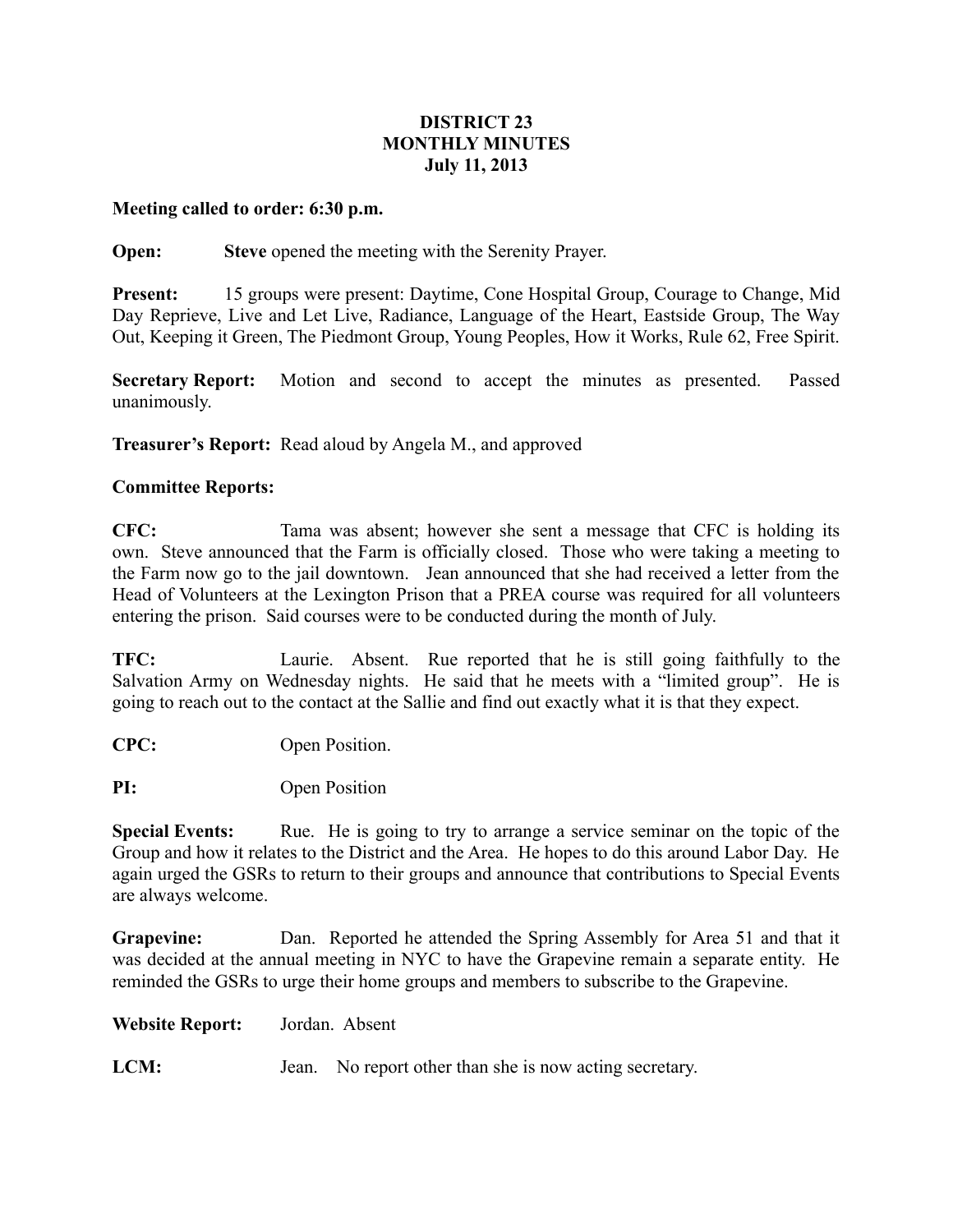# DISTRICT 23
## MONTHLY MINUTES
### July 11, 2013

**Meeting called to order: 6:30 p.m.**

**Open:** **Steve** opened the meeting with the Serenity Prayer.

**Present:** 15 groups were present: Daytime, Cone Hospital Group, Courage to Change, Mid Day Reprieve, Live and Let Live, Radiance, Language of the Heart, Eastside Group, The Way Out, Keeping it Green, The Piedmont Group, Young Peoples, How it Works, Rule 62, Free Spirit.

**Secretary Report:** Motion and second to accept the minutes as presented. Passed unanimously.

**Treasurer's Report:** Read aloud by Angela M., and approved

**Committee Reports:**

**CFC:** Tama was absent; however she sent a message that CFC is holding its own. Steve announced that the Farm is officially closed. Those who were taking a meeting to the Farm now go to the jail downtown. Jean announced that she had received a letter from the Head of Volunteers at the Lexington Prison that a PREA course was required for all volunteers entering the prison. Said courses were to be conducted during the month of July.

**TFC:** Laurie. Absent. Rue reported that he is still going faithfully to the Salvation Army on Wednesday nights. He said that he meets with a "limited group". He is going to reach out to the contact at the Sallie and find out exactly what it is that they expect.

**CPC:** Open Position.

**PI:** Open Position

**Special Events:** Rue. He is going to try to arrange a service seminar on the topic of the Group and how it relates to the District and the Area. He hopes to do this around Labor Day. He again urged the GSRs to return to their groups and announce that contributions to Special Events are always welcome.

**Grapevine:** Dan. Reported he attended the Spring Assembly for Area 51 and that it was decided at the annual meeting in NYC to have the Grapevine remain a separate entity. He reminded the GSRs to urge their home groups and members to subscribe to the Grapevine.

**Website Report:** Jordan. Absent

**LCM:** Jean. No report other than she is now acting secretary.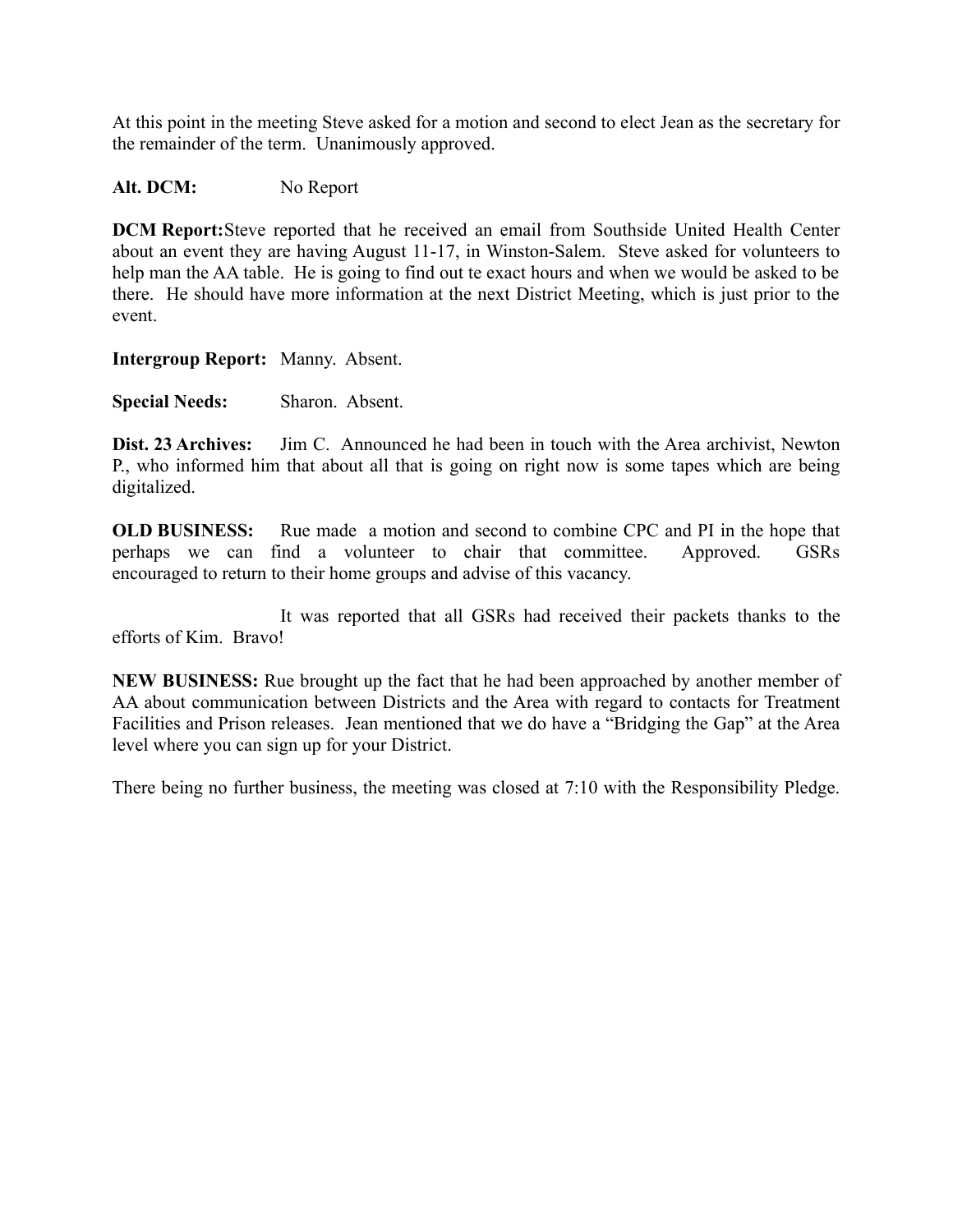At this point in the meeting Steve asked for a motion and second to elect Jean as the secretary for the remainder of the term. Unanimously approved.

**Alt. DCM:** No Report

**DCM Report:** Steve reported that he received an email from Southside United Health Center about an event they are having August 11-17, in Winston-Salem. Steve asked for volunteers to help man the AA table. He is going to find out te exact hours and when we would be asked to be there. He should have more information at the next District Meeting, which is just prior to the event.

**Intergroup Report:** Manny. Absent.

**Special Needs:** Sharon. Absent.

**Dist. 23 Archives:** Jim C. Announced he had been in touch with the Area archivist, Newton P., who informed him that about all that is going on right now is some tapes which are being digitalized.

**OLD BUSINESS:** Rue made a motion and second to combine CPC and PI in the hope that perhaps we can find a volunteer to chair that committee. Approved. GSRs encouraged to return to their home groups and advise of this vacancy.

It was reported that all GSRs had received their packets thanks to the efforts of Kim. Bravo!

**NEW BUSINESS:** Rue brought up the fact that he had been approached by another member of AA about communication between Districts and the Area with regard to contacts for Treatment Facilities and Prison releases. Jean mentioned that we do have a "Bridging the Gap" at the Area level where you can sign up for your District.

There being no further business, the meeting was closed at 7:10 with the Responsibility Pledge.